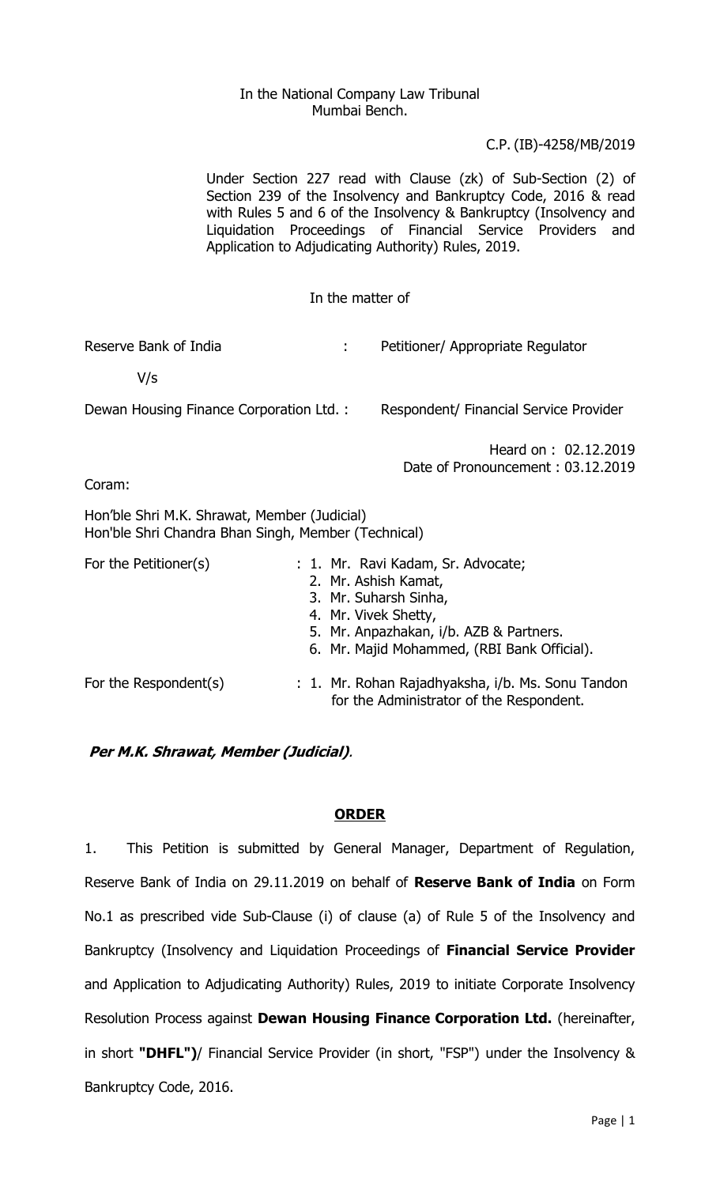In the National Company Law Tribunal
Mumbai Bench.

C.P. (IB)-4258/MB/2019

Under Section 227 read with Clause (zk) of Sub-Section (2) of Section 239 of the Insolvency and Bankruptcy Code, 2016 & read with Rules 5 and 6 of the Insolvency & Bankruptcy (Insolvency and Liquidation Proceedings of Financial Service Providers and Application to Adjudicating Authority) Rules, 2019.

In the matter of

Reserve Bank of India : Petitioner/ Appropriate Regulator

V/s

Dewan Housing Finance Corporation Ltd. : Respondent/ Financial Service Provider

Heard on : 02.12.2019
Date of Pronouncement : 03.12.2019

Coram:

Hon'ble Shri M.K. Shrawat, Member (Judicial)
Hon'ble Shri Chandra Bhan Singh, Member (Technical)

For the Petitioner(s) :
1. Mr. Ravi Kadam, Sr. Advocate;
2. Mr. Ashish Kamat,
3. Mr. Suharsh Sinha,
4. Mr. Vivek Shetty,
5. Mr. Anpazhakan, i/b. AZB & Partners.
6. Mr. Majid Mohammed, (RBI Bank Official).

For the Respondent(s) :
1. Mr. Rohan Rajadhyaksha, i/b. Ms. Sonu Tandon for the Administrator of the Respondent.

***Per M.K. Shrawat, Member (Judicial)***.

**ORDER**

1. This Petition is submitted by General Manager, Department of Regulation, Reserve Bank of India on 29.11.2019 on behalf of **Reserve Bank of India** on Form No.1 as prescribed vide Sub-Clause (i) of clause (a) of Rule 5 of the Insolvency and Bankruptcy (Insolvency and Liquidation Proceedings of **Financial Service Provider** and Application to Adjudicating Authority) Rules, 2019 to initiate Corporate Insolvency Resolution Process against **Dewan Housing Finance Corporation Ltd.** (hereinafter, in short **"DHFL")**/ Financial Service Provider (in short, "FSP") under the Insolvency & Bankruptcy Code, 2016.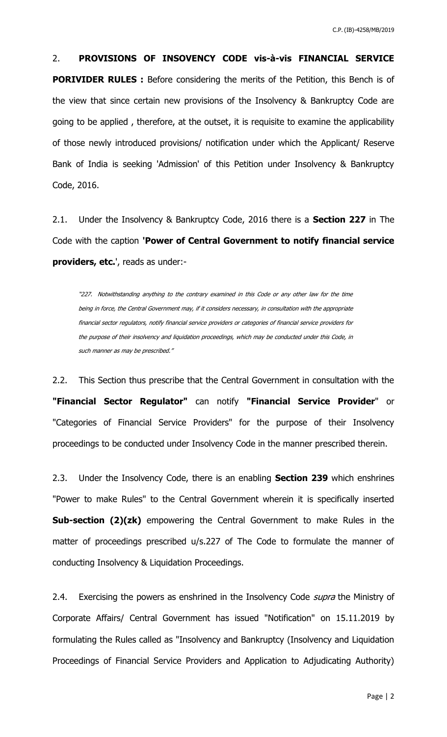2. **PROVISIONS OF INSOVENCY CODE vis-à-vis FINANCIAL SERVICE PORIVIDER RULES :** Before considering the merits of the Petition, this Bench is of the view that since certain new provisions of the Insolvency & Bankruptcy Code are going to be applied , therefore, at the outset, it is requisite to examine the applicability of those newly introduced provisions/ notification under which the Applicant/ Reserve Bank of India is seeking 'Admission' of this Petition under Insolvency & Bankruptcy Code, 2016.

2.1. Under the Insolvency & Bankruptcy Code, 2016 there is a **Section 227** in The Code with the caption **'Power of Central Government to notify financial service providers, etc.**', reads as under:-

> *"227. Notwithstanding anything to the contrary examined in this Code or any other law for the time being in force, the Central Government may, if it considers necessary, in consultation with the appropriate financial sector regulators, notify financial service providers or categories of financial service providers for the purpose of their insolvency and liquidation proceedings, which may be conducted under this Code, in such manner as may be prescribed."*

2.2. This Section thus prescribe that the Central Government in consultation with the **"Financial Sector Regulator"** can notify **"Financial Service Provider**" or "Categories of Financial Service Providers" for the purpose of their Insolvency proceedings to be conducted under Insolvency Code in the manner prescribed therein.

2.3. Under the Insolvency Code, there is an enabling **Section 239** which enshrines "Power to make Rules" to the Central Government wherein it is specifically inserted **Sub-section (2)(zk)** empowering the Central Government to make Rules in the matter of proceedings prescribed u/s.227 of The Code to formulate the manner of conducting Insolvency & Liquidation Proceedings.

2.4. Exercising the powers as enshrined in the Insolvency Code *supra* the Ministry of Corporate Affairs/ Central Government has issued "Notification" on 15.11.2019 by formulating the Rules called as "Insolvency and Bankruptcy (Insolvency and Liquidation Proceedings of Financial Service Providers and Application to Adjudicating Authority)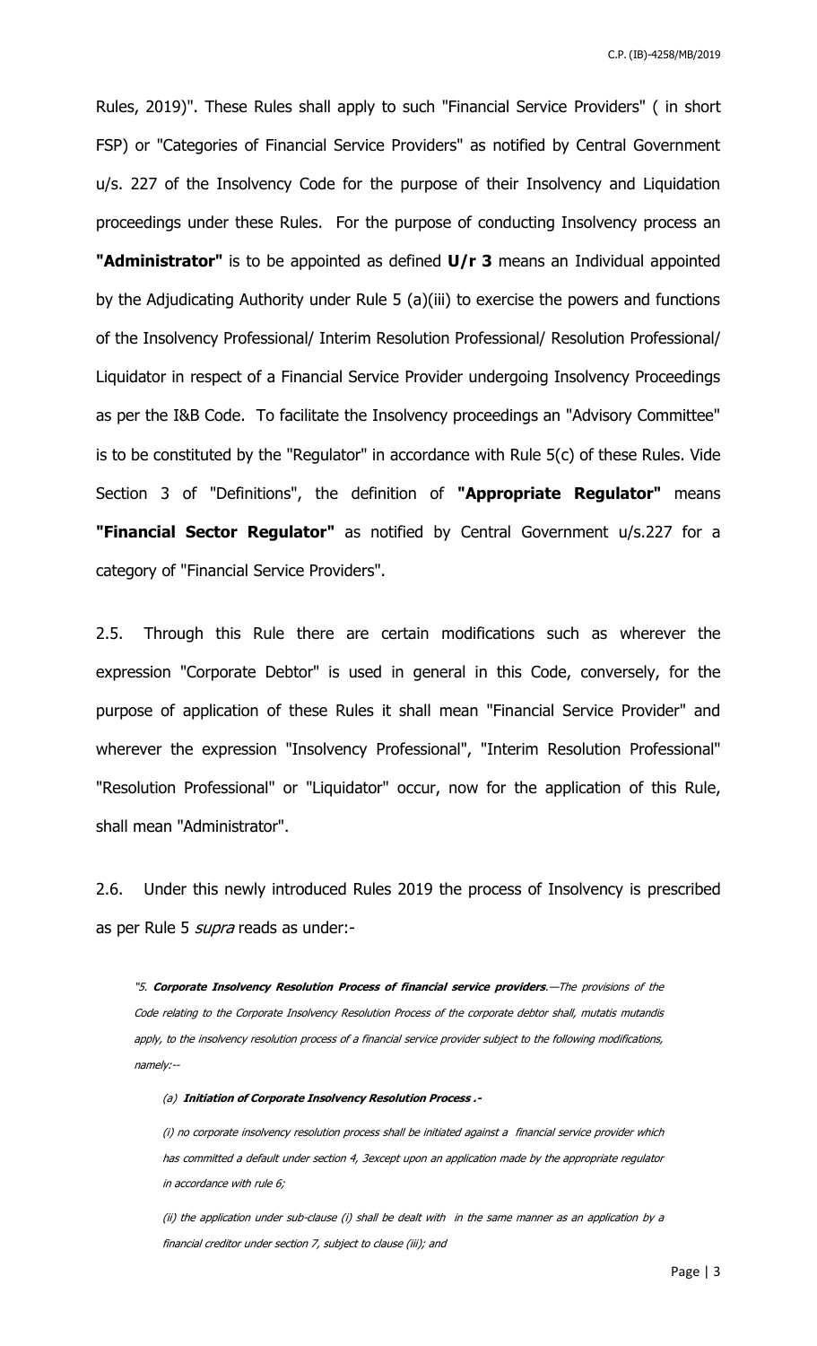Rules, 2019)". These Rules shall apply to such "Financial Service Providers" ( in short FSP) or "Categories of Financial Service Providers" as notified by Central Government u/s. 227 of the Insolvency Code for the purpose of their Insolvency and Liquidation proceedings under these Rules. For the purpose of conducting Insolvency process an **"Administrator"** is to be appointed as defined **U/r 3** means an Individual appointed by the Adjudicating Authority under Rule 5 (a)(iii) to exercise the powers and functions of the Insolvency Professional/ Interim Resolution Professional/ Resolution Professional/ Liquidator in respect of a Financial Service Provider undergoing Insolvency Proceedings as per the I&B Code. To facilitate the Insolvency proceedings an "Advisory Committee" is to be constituted by the "Regulator" in accordance with Rule 5(c) of these Rules. Vide Section 3 of "Definitions", the definition of **"Appropriate Regulator"** means **"Financial Sector Regulator"** as notified by Central Government u/s.227 for a category of "Financial Service Providers".

2.5. Through this Rule there are certain modifications such as wherever the expression "Corporate Debtor" is used in general in this Code, conversely, for the purpose of application of these Rules it shall mean "Financial Service Provider" and wherever the expression "Insolvency Professional", "Interim Resolution Professional" "Resolution Professional" or "Liquidator" occur, now for the application of this Rule, shall mean "Administrator".

2.6. Under this newly introduced Rules 2019 the process of Insolvency is prescribed as per Rule 5 *supra* reads as under:-

> *"5. **Corporate Insolvency Resolution Process of financial service providers**.—The provisions of the Code relating to the Corporate Insolvency Resolution Process of the corporate debtor shall, mutatis mutandis apply, to the insolvency resolution process of a financial service provider subject to the following modifications, namely:--*
>
> *(a) **Initiation of Corporate Insolvency Resolution Process .-***
>
> *(i) no corporate insolvency resolution process shall be initiated against a financial service provider which has committed a default under section 4, 3except upon an application made by the appropriate regulator in accordance with rule 6;*
>
> *(ii) the application under sub-clause (i) shall be dealt with in the same manner as an application by a financial creditor under section 7, subject to clause (iii); and*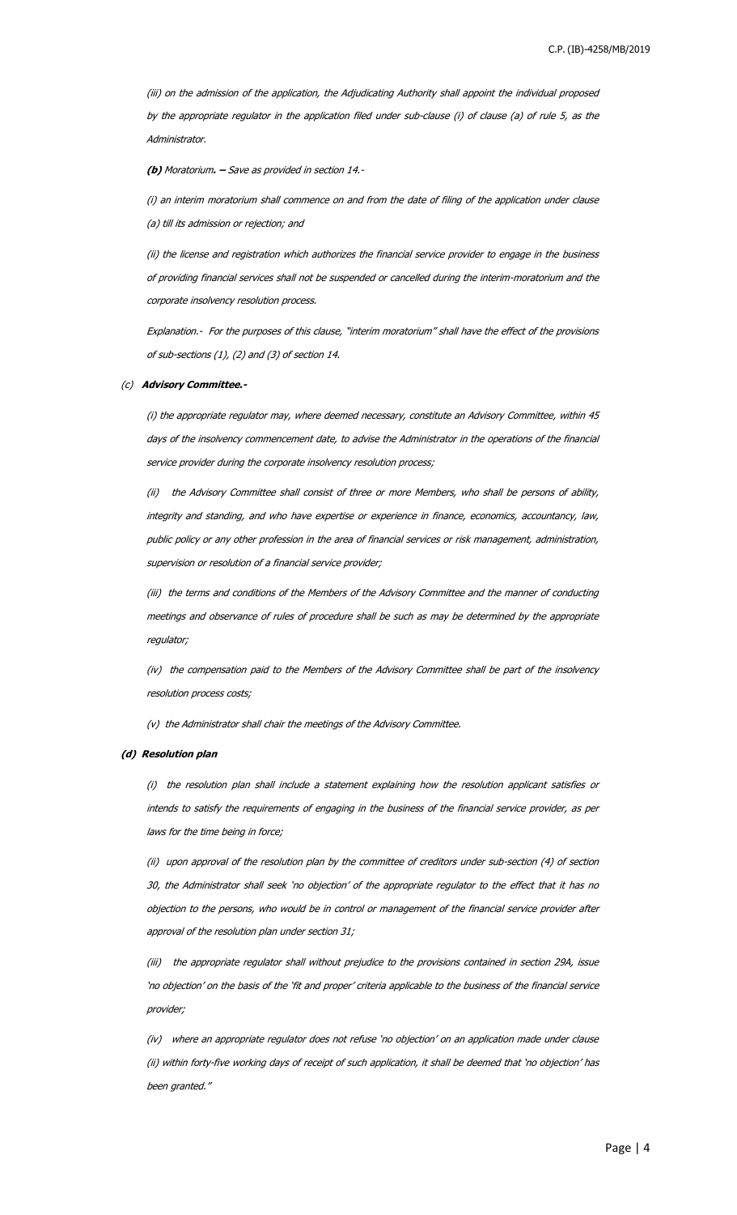*(iii) on the admission of the application, the Adjudicating Authority shall appoint the individual proposed by the appropriate regulator in the application filed under sub-clause (i) of clause (a) of rule 5, as the Administrator.*

***(b)** Moratorium. – Save as provided in section 14.-*

*(i) an interim moratorium shall commence on and from the date of filing of the application under clause (a) till its admission or rejection; and*

*(ii) the license and registration which authorizes the financial service provider to engage in the business of providing financial services shall not be suspended or cancelled during the interim-moratorium and the corporate insolvency resolution process.*

*Explanation.- For the purposes of this clause, "interim moratorium" shall have the effect of the provisions of sub-sections (1), (2) and (3) of section 14.*

*(c) **Advisory Committee.-***

*(i) the appropriate regulator may, where deemed necessary, constitute an Advisory Committee, within 45 days of the insolvency commencement date, to advise the Administrator in the operations of the financial service provider during the corporate insolvency resolution process;*

*(ii) the Advisory Committee shall consist of three or more Members, who shall be persons of ability, integrity and standing, and who have expertise or experience in finance, economics, accountancy, law, public policy or any other profession in the area of financial services or risk management, administration, supervision or resolution of a financial service provider;*

*(iii) the terms and conditions of the Members of the Advisory Committee and the manner of conducting meetings and observance of rules of procedure shall be such as may be determined by the appropriate regulator;*

*(iv) the compensation paid to the Members of the Advisory Committee shall be part of the insolvency resolution process costs;*

*(v) the Administrator shall chair the meetings of the Advisory Committee.*

***(d) Resolution plan***

*(i) the resolution plan shall include a statement explaining how the resolution applicant satisfies or intends to satisfy the requirements of engaging in the business of the financial service provider, as per laws for the time being in force;*

*(ii) upon approval of the resolution plan by the committee of creditors under sub-section (4) of section 30, the Administrator shall seek 'no objection' of the appropriate regulator to the effect that it has no objection to the persons, who would be in control or management of the financial service provider after approval of the resolution plan under section 31;*

*(iii) the appropriate regulator shall without prejudice to the provisions contained in section 29A, issue 'no objection' on the basis of the 'fit and proper' criteria applicable to the business of the financial service provider;*

*(iv) where an appropriate regulator does not refuse 'no objection' on an application made under clause (ii) within forty-five working days of receipt of such application, it shall be deemed that 'no objection' has been granted."*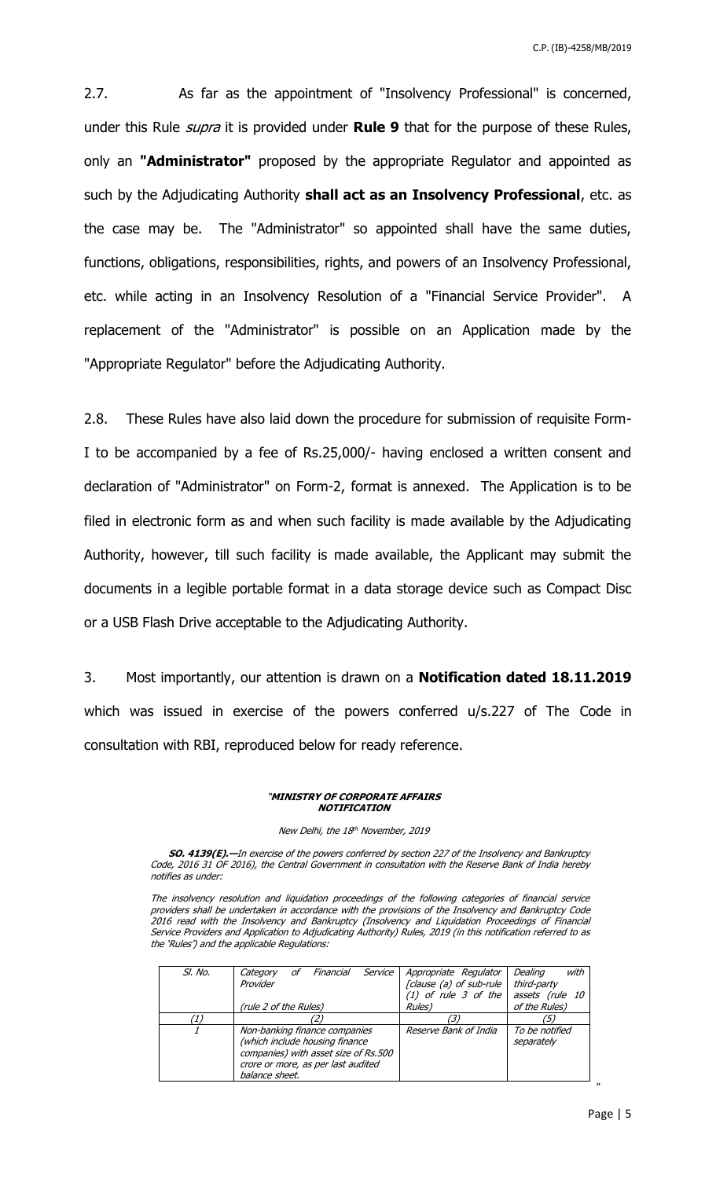2.7. As far as the appointment of "Insolvency Professional" is concerned, under this Rule *supra* it is provided under **Rule 9** that for the purpose of these Rules, only an **"Administrator"** proposed by the appropriate Regulator and appointed as such by the Adjudicating Authority **shall act as an Insolvency Professional**, etc. as the case may be. The "Administrator" so appointed shall have the same duties, functions, obligations, responsibilities, rights, and powers of an Insolvency Professional, etc. while acting in an Insolvency Resolution of a "Financial Service Provider". A replacement of the "Administrator" is possible on an Application made by the "Appropriate Regulator" before the Adjudicating Authority.

2.8. These Rules have also laid down the procedure for submission of requisite Form-I to be accompanied by a fee of Rs.25,000/- having enclosed a written consent and declaration of "Administrator" on Form-2, format is annexed. The Application is to be filed in electronic form as and when such facility is made available by the Adjudicating Authority, however, till such facility is made available, the Applicant may submit the documents in a legible portable format in a data storage device such as Compact Disc or a USB Flash Drive acceptable to the Adjudicating Authority.

3. Most importantly, our attention is drawn on a **Notification dated 18.11.2019** which was issued in exercise of the powers conferred u/s.227 of The Code in consultation with RBI, reproduced below for ready reference.

"***MINISTRY OF CORPORATE AFFAIRS***
***NOTIFICATION***

*New Delhi, the 18th November, 2019*

***SO. 4139(E).—****In exercise of the powers conferred by section 227 of the Insolvency and Bankruptcy Code, 2016 31 OF 2016), the Central Government in consultation with the Reserve Bank of India hereby notifies as under:*

*The insolvency resolution and liquidation proceedings of the following categories of financial service providers shall be undertaken in accordance with the provisions of the Insolvency and Bankruptcy Code 2016 read with the Insolvency and Bankruptcy (Insolvency and Liquidation Proceedings of Financial Service Providers and Application to Adjudicating Authority) Rules, 2019 (in this notification referred to as the 'Rules') and the applicable Regulations:*

| *Sl. No.* | *Category of Financial Service Provider (rule 2 of the Rules)* | *Appropriate Regulator [clause (a) of sub-rule (1) of rule 3 of the Rules)* | *Dealing with third-party assets (rule 10 of the Rules)* |
|---|---|---|---|
| *(1)* | *(2)* | *(3)* | *(5)* |
| *1* | *Non-banking finance companies (which include housing finance companies) with asset size of Rs.500 crore or more, as per last audited balance sheet.* | *Reserve Bank of India* | *To be notified separately* |

"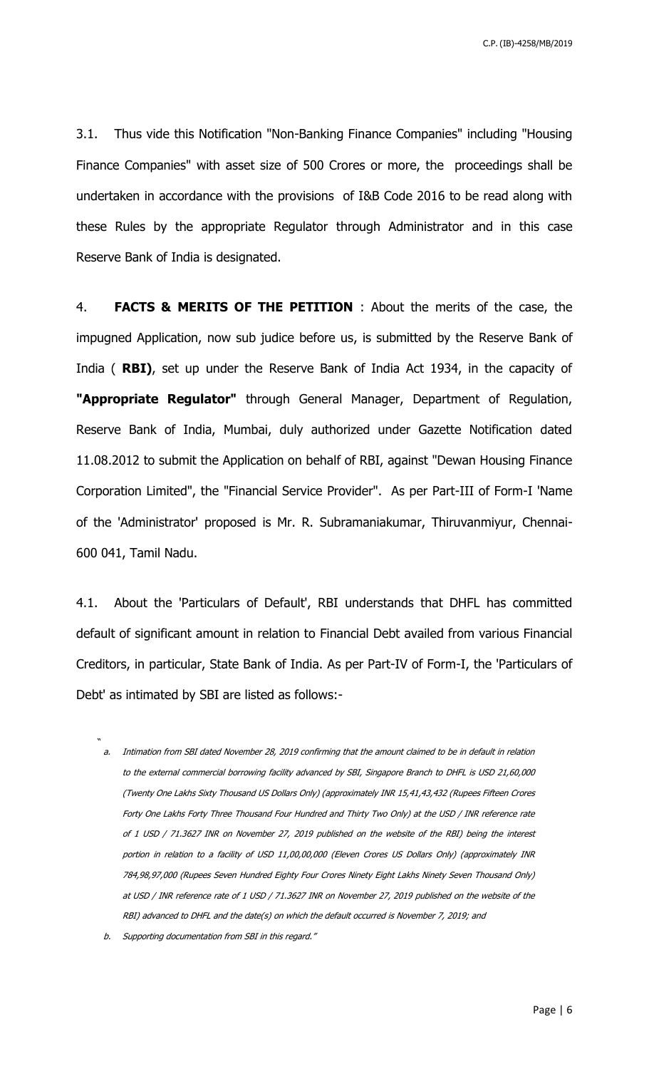3.1. Thus vide this Notification "Non-Banking Finance Companies" including "Housing Finance Companies" with asset size of 500 Crores or more, the proceedings shall be undertaken in accordance with the provisions of I&B Code 2016 to be read along with these Rules by the appropriate Regulator through Administrator and in this case Reserve Bank of India is designated.

4. **FACTS & MERITS OF THE PETITION** : About the merits of the case, the impugned Application, now sub judice before us, is submitted by the Reserve Bank of India ( **RBI)**, set up under the Reserve Bank of India Act 1934, in the capacity of **"Appropriate Regulator"** through General Manager, Department of Regulation, Reserve Bank of India, Mumbai, duly authorized under Gazette Notification dated 11.08.2012 to submit the Application on behalf of RBI, against "Dewan Housing Finance Corporation Limited", the "Financial Service Provider". As per Part-III of Form-I 'Name of the 'Administrator' proposed is Mr. R. Subramaniakumar, Thiruvanmiyur, Chennai-600 041, Tamil Nadu.

4.1. About the 'Particulars of Default', RBI understands that DHFL has committed default of significant amount in relation to Financial Debt availed from various Financial Creditors, in particular, State Bank of India. As per Part-IV of Form-I, the 'Particulars of Debt' as intimated by SBI are listed as follows:-

"

*a. Intimation from SBI dated November 28, 2019 confirming that the amount claimed to be in default in relation to the external commercial borrowing facility advanced by SBI, Singapore Branch to DHFL is USD 21,60,000 (Twenty One Lakhs Sixty Thousand US Dollars Only) (approximately INR 15,41,43,432 (Rupees Fifteen Crores Forty One Lakhs Forty Three Thousand Four Hundred and Thirty Two Only) at the USD / INR reference rate of 1 USD / 71.3627 INR on November 27, 2019 published on the website of the RBI) being the interest portion in relation to a facility of USD 11,00,00,000 (Eleven Crores US Dollars Only) (approximately INR 784,98,97,000 (Rupees Seven Hundred Eighty Four Crores Ninety Eight Lakhs Ninety Seven Thousand Only) at USD / INR reference rate of 1 USD / 71.3627 INR on November 27, 2019 published on the website of the RBI) advanced to DHFL and the date(s) on which the default occurred is November 7, 2019; and*

*b. Supporting documentation from SBI in this regard."*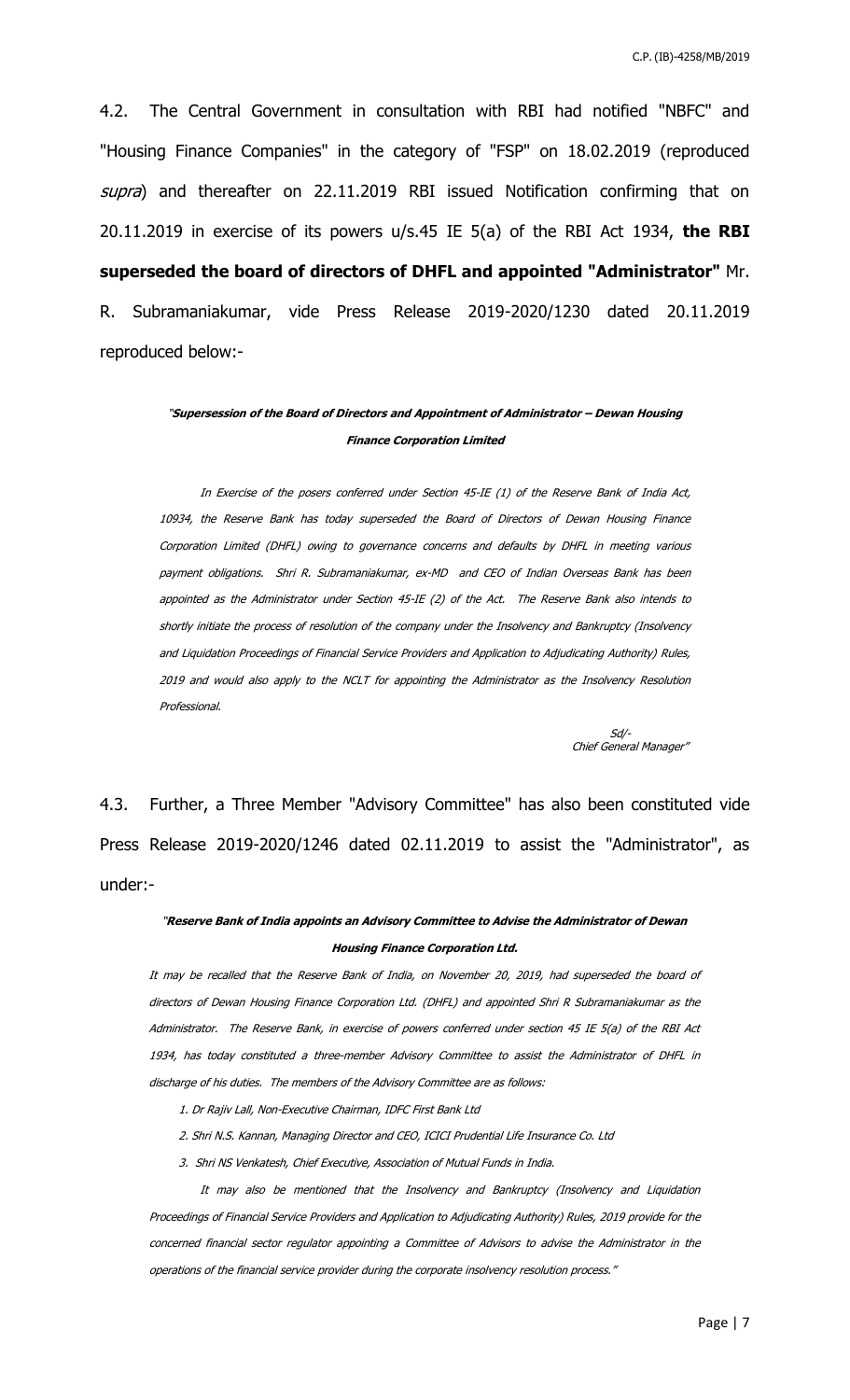4.2. The Central Government in consultation with RBI had notified "NBFC" and "Housing Finance Companies" in the category of "FSP" on 18.02.2019 (reproduced *supra*) and thereafter on 22.11.2019 RBI issued Notification confirming that on 20.11.2019 in exercise of its powers u/s.45 IE 5(a) of the RBI Act 1934, **the RBI superseded the board of directors of DHFL and appointed "Administrator"** Mr. R. Subramaniakumar, vide Press Release 2019-2020/1230 dated 20.11.2019 reproduced below:-

> *"**Supersession of the Board of Directors and Appointment of Administrator – Dewan Housing Finance Corporation Limited***
>
> *In Exercise of the posers conferred under Section 45-IE (1) of the Reserve Bank of India Act, 10934, the Reserve Bank has today superseded the Board of Directors of Dewan Housing Finance Corporation Limited (DHFL) owing to governance concerns and defaults by DHFL in meeting various payment obligations. Shri R. Subramaniakumar, ex-MD and CEO of Indian Overseas Bank has been appointed as the Administrator under Section 45-IE (2) of the Act. The Reserve Bank also intends to shortly initiate the process of resolution of the company under the Insolvency and Bankruptcy (Insolvency and Liquidation Proceedings of Financial Service Providers and Application to Adjudicating Authority) Rules, 2019 and would also apply to the NCLT for appointing the Administrator as the Insolvency Resolution Professional.*
>
> *Sd/-*
> *Chief General Manager"*

4.3. Further, a Three Member "Advisory Committee" has also been constituted vide Press Release 2019-2020/1246 dated 02.11.2019 to assist the "Administrator", as under:-

> *"**Reserve Bank of India appoints an Advisory Committee to Advise the Administrator of Dewan Housing Finance Corporation Ltd.***
>
> *It may be recalled that the Reserve Bank of India, on November 20, 2019, had superseded the board of directors of Dewan Housing Finance Corporation Ltd. (DHFL) and appointed Shri R Subramaniakumar as the Administrator. The Reserve Bank, in exercise of powers conferred under section 45 IE 5(a) of the RBI Act 1934, has today constituted a three-member Advisory Committee to assist the Administrator of DHFL in discharge of his duties. The members of the Advisory Committee are as follows:*
>
> 1. *Dr Rajiv Lall, Non-Executive Chairman, IDFC First Bank Ltd*
> 2. *Shri N.S. Kannan, Managing Director and CEO, ICICI Prudential Life Insurance Co. Ltd*
> 3. *Shri NS Venkatesh, Chief Executive, Association of Mutual Funds in India.*
>
> *It may also be mentioned that the Insolvency and Bankruptcy (Insolvency and Liquidation Proceedings of Financial Service Providers and Application to Adjudicating Authority) Rules, 2019 provide for the concerned financial sector regulator appointing a Committee of Advisors to advise the Administrator in the operations of the financial service provider during the corporate insolvency resolution process."*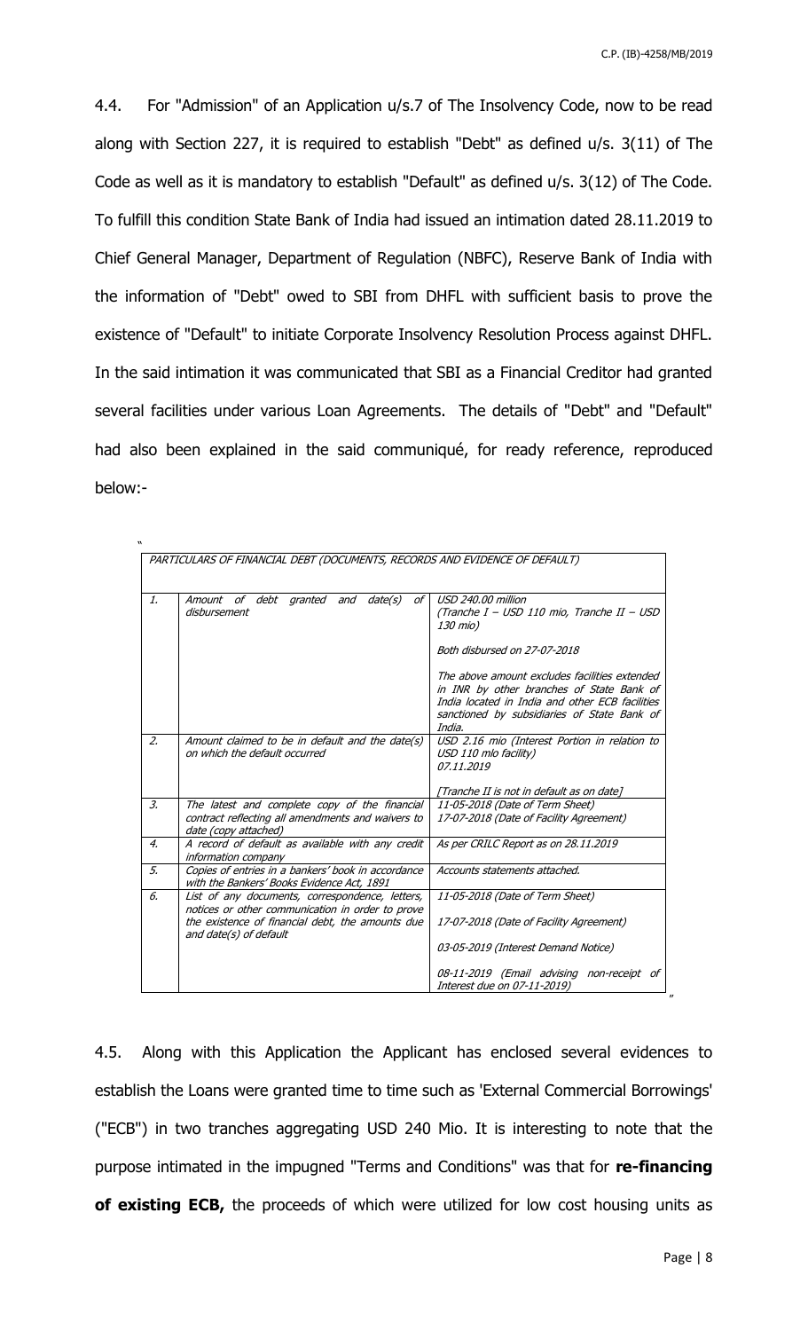4.4. For "Admission" of an Application u/s.7 of The Insolvency Code, now to be read along with Section 227, it is required to establish "Debt" as defined u/s. 3(11) of The Code as well as it is mandatory to establish "Default" as defined u/s. 3(12) of The Code. To fulfill this condition State Bank of India had issued an intimation dated 28.11.2019 to Chief General Manager, Department of Regulation (NBFC), Reserve Bank of India with the information of "Debt" owed to SBI from DHFL with sufficient basis to prove the existence of "Default" to initiate Corporate Insolvency Resolution Process against DHFL. In the said intimation it was communicated that SBI as a Financial Creditor had granted several facilities under various Loan Agreements. The details of "Debt" and "Default" had also been explained in the said communiqué, for ready reference, reproduced below:-

"

| *PARTICULARS OF FINANCIAL DEBT (DOCUMENTS, RECORDS AND EVIDENCE OF DEFAULT)* | | |
|---|---|---|
| *1.* | *Amount of debt granted and date(s) of disbursement* | *USD 240.00 million (Tranche I – USD 110 mio, Tranche II – USD 130 mio)*<br><br>*Both disbursed on 27-07-2018*<br><br>*The above amount excludes facilities extended in INR by other branches of State Bank of India located in India and other ECB facilities sanctioned by subsidiaries of State Bank of India.* |
| *2.* | *Amount claimed to be in default and the date(s) on which the default occurred* | *USD 2.16 mio (Interest Portion in relation to USD 110 mio facility)*<br>*07.11.2019*<br><br>*[Tranche II is not in default as on date]* |
| *3.* | *The latest and complete copy of the financial contract reflecting all amendments and waivers to date (copy attached)* | *11-05-2018 (Date of Term Sheet)*<br>*17-07-2018 (Date of Facility Agreement)* |
| *4.* | *A record of default as available with any credit information company* | *As per CRILC Report as on 28.11.2019* |
| *5.* | *Copies of entries in a bankers' book in accordance with the Bankers' Books Evidence Act, 1891* | *Accounts statements attached.* |
| *6.* | *List of any documents, correspondence, letters, notices or other communication in order to prove the existence of financial debt, the amounts due and date(s) of default* | *11-05-2018 (Date of Term Sheet)*<br><br>*17-07-2018 (Date of Facility Agreement)*<br><br>*03-05-2019 (Interest Demand Notice)*<br><br>*08-11-2019 (Email advising non-receipt of Interest due on 07-11-2019)* |

"

4.5. Along with this Application the Applicant has enclosed several evidences to establish the Loans were granted time to time such as 'External Commercial Borrowings' ("ECB") in two tranches aggregating USD 240 Mio. It is interesting to note that the purpose intimated in the impugned "Terms and Conditions" was that for **re-financing of existing ECB,** the proceeds of which were utilized for low cost housing units as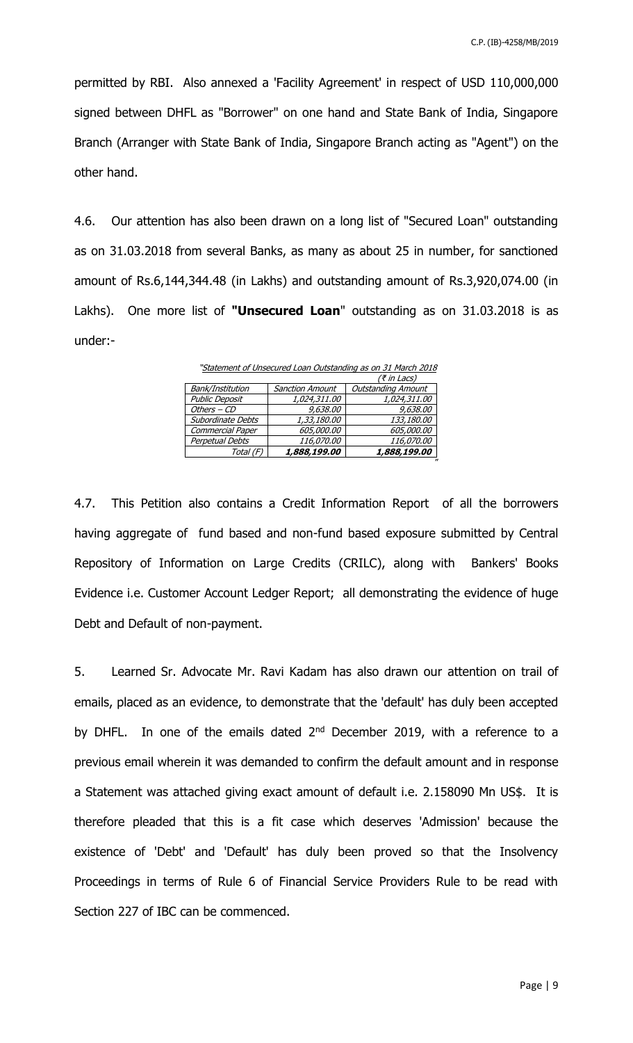permitted by RBI. Also annexed a 'Facility Agreement' in respect of USD 110,000,000 signed between DHFL as "Borrower" on one hand and State Bank of India, Singapore Branch (Arranger with State Bank of India, Singapore Branch acting as "Agent") on the other hand.

4.6. Our attention has also been drawn on a long list of "Secured Loan" outstanding as on 31.03.2018 from several Banks, as many as about 25 in number, for sanctioned amount of Rs.6,144,344.48 (in Lakhs) and outstanding amount of Rs.3,920,074.00 (in Lakhs). One more list of **"Unsecured Loan"** outstanding as on 31.03.2018 is as under:-

*"Statement of Unsecured Loan Outstanding as on 31 March 2018*

*(₹ in Lacs)*

| *Bank/Institution* | *Sanction Amount* | *Outstanding Amount* |
|---|---|---|
| *Public Deposit* | *1,024,311.00* | *1,024,311.00* |
| *Others – CD* | *9,638.00* | *9,638.00* |
| *Subordinate Debts* | *1,33,180.00* | *133,180.00* |
| *Commercial Paper* | *605,000.00* | *605,000.00* |
| *Perpetual Debts* | *116,070.00* | *116,070.00* |
| *Total (F)* | ***1,888,199.00*** | ***1,888,199.00*** |

"

4.7. This Petition also contains a Credit Information Report of all the borrowers having aggregate of fund based and non-fund based exposure submitted by Central Repository of Information on Large Credits (CRILC), along with Bankers' Books Evidence i.e. Customer Account Ledger Report; all demonstrating the evidence of huge Debt and Default of non-payment.

5. Learned Sr. Advocate Mr. Ravi Kadam has also drawn our attention on trail of emails, placed as an evidence, to demonstrate that the 'default' has duly been accepted by DHFL. In one of the emails dated 2nd December 2019, with a reference to a previous email wherein it was demanded to confirm the default amount and in response a Statement was attached giving exact amount of default i.e. 2.158090 Mn US$. It is therefore pleaded that this is a fit case which deserves 'Admission' because the existence of 'Debt' and 'Default' has duly been proved so that the Insolvency Proceedings in terms of Rule 6 of Financial Service Providers Rule to be read with Section 227 of IBC can be commenced.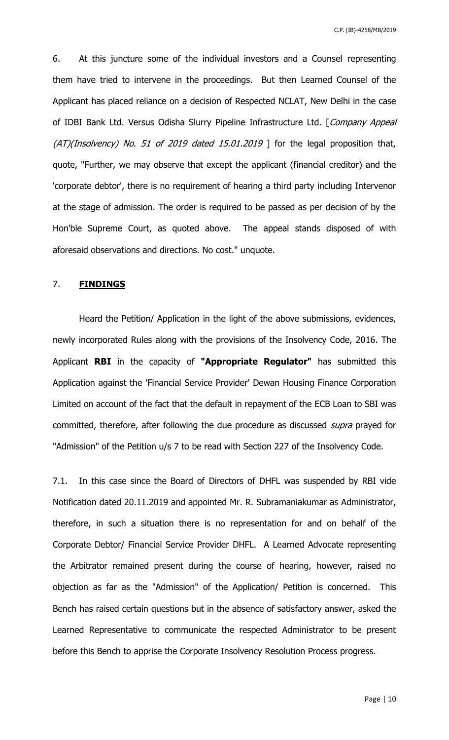6. At this juncture some of the individual investors and a Counsel representing them have tried to intervene in the proceedings. But then Learned Counsel of the Applicant has placed reliance on a decision of Respected NCLAT, New Delhi in the case of IDBI Bank Ltd. Versus Odisha Slurry Pipeline Infrastructure Ltd. [*Company Appeal (AT)(Insolvency) No. 51 of 2019 dated 15.01.2019* ] for the legal proposition that, quote, "Further, we may observe that except the applicant (financial creditor) and the 'corporate debtor', there is no requirement of hearing a third party including Intervenor at the stage of admission. The order is required to be passed as per decision of by the Hon'ble Supreme Court, as quoted above. The appeal stands disposed of with aforesaid observations and directions. No cost." unquote.

7. **<u>FINDINGS</u>**

Heard the Petition/ Application in the light of the above submissions, evidences, newly incorporated Rules along with the provisions of the Insolvency Code, 2016. The Applicant **RBI** in the capacity of **"Appropriate Regulator"** has submitted this Application against the 'Financial Service Provider' Dewan Housing Finance Corporation Limited on account of the fact that the default in repayment of the ECB Loan to SBI was committed, therefore, after following the due procedure as discussed *supra* prayed for "Admission" of the Petition u/s 7 to be read with Section 227 of the Insolvency Code.

7.1. In this case since the Board of Directors of DHFL was suspended by RBI vide Notification dated 20.11.2019 and appointed Mr. R. Subramaniakumar as Administrator, therefore, in such a situation there is no representation for and on behalf of the Corporate Debtor/ Financial Service Provider DHFL. A Learned Advocate representing the Arbitrator remained present during the course of hearing, however, raised no objection as far as the "Admission" of the Application/ Petition is concerned. This Bench has raised certain questions but in the absence of satisfactory answer, asked the Learned Representative to communicate the respected Administrator to be present before this Bench to apprise the Corporate Insolvency Resolution Process progress.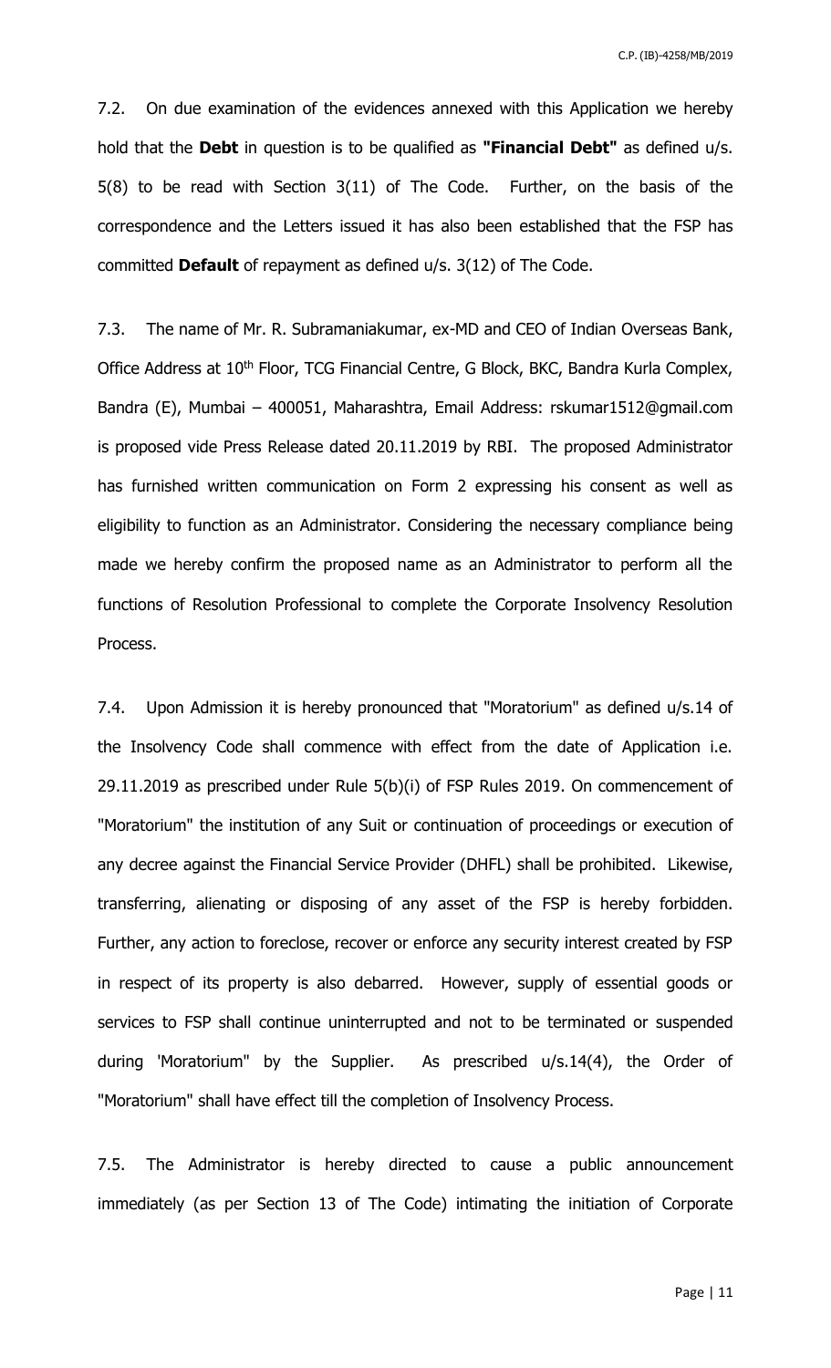7.2. On due examination of the evidences annexed with this Application we hereby hold that the **Debt** in question is to be qualified as **"Financial Debt"** as defined u/s. 5(8) to be read with Section 3(11) of The Code. Further, on the basis of the correspondence and the Letters issued it has also been established that the FSP has committed **Default** of repayment as defined u/s. 3(12) of The Code.

7.3. The name of Mr. R. Subramaniakumar, ex-MD and CEO of Indian Overseas Bank, Office Address at 10th Floor, TCG Financial Centre, G Block, BKC, Bandra Kurla Complex, Bandra (E), Mumbai – 400051, Maharashtra, Email Address: rskumar1512@gmail.com is proposed vide Press Release dated 20.11.2019 by RBI. The proposed Administrator has furnished written communication on Form 2 expressing his consent as well as eligibility to function as an Administrator. Considering the necessary compliance being made we hereby confirm the proposed name as an Administrator to perform all the functions of Resolution Professional to complete the Corporate Insolvency Resolution Process.

7.4. Upon Admission it is hereby pronounced that "Moratorium" as defined u/s.14 of the Insolvency Code shall commence with effect from the date of Application i.e. 29.11.2019 as prescribed under Rule 5(b)(i) of FSP Rules 2019. On commencement of "Moratorium" the institution of any Suit or continuation of proceedings or execution of any decree against the Financial Service Provider (DHFL) shall be prohibited. Likewise, transferring, alienating or disposing of any asset of the FSP is hereby forbidden. Further, any action to foreclose, recover or enforce any security interest created by FSP in respect of its property is also debarred. However, supply of essential goods or services to FSP shall continue uninterrupted and not to be terminated or suspended during 'Moratorium" by the Supplier. As prescribed u/s.14(4), the Order of "Moratorium" shall have effect till the completion of Insolvency Process.

7.5. The Administrator is hereby directed to cause a public announcement immediately (as per Section 13 of The Code) intimating the initiation of Corporate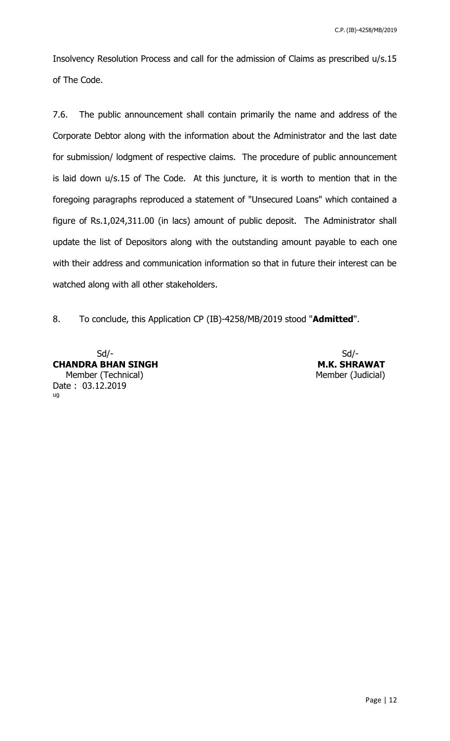Insolvency Resolution Process and call for the admission of Claims as prescribed u/s.15 of The Code.

7.6. The public announcement shall contain primarily the name and address of the Corporate Debtor along with the information about the Administrator and the last date for submission/ lodgment of respective claims. The procedure of public announcement is laid down u/s.15 of The Code. At this juncture, it is worth to mention that in the foregoing paragraphs reproduced a statement of "Unsecured Loans" which contained a figure of Rs.1,024,311.00 (in lacs) amount of public deposit. The Administrator shall update the list of Depositors along with the outstanding amount payable to each one with their address and communication information so that in future their interest can be watched along with all other stakeholders.

8. To conclude, this Application CP (IB)-4258/MB/2019 stood "**Admitted**".

Sd/-
**CHANDRA BHAN SINGH**
Member (Technical)

Sd/-
**M.K. SHRAWAT**
Member (Judicial)

Date : 03.12.2019
ug